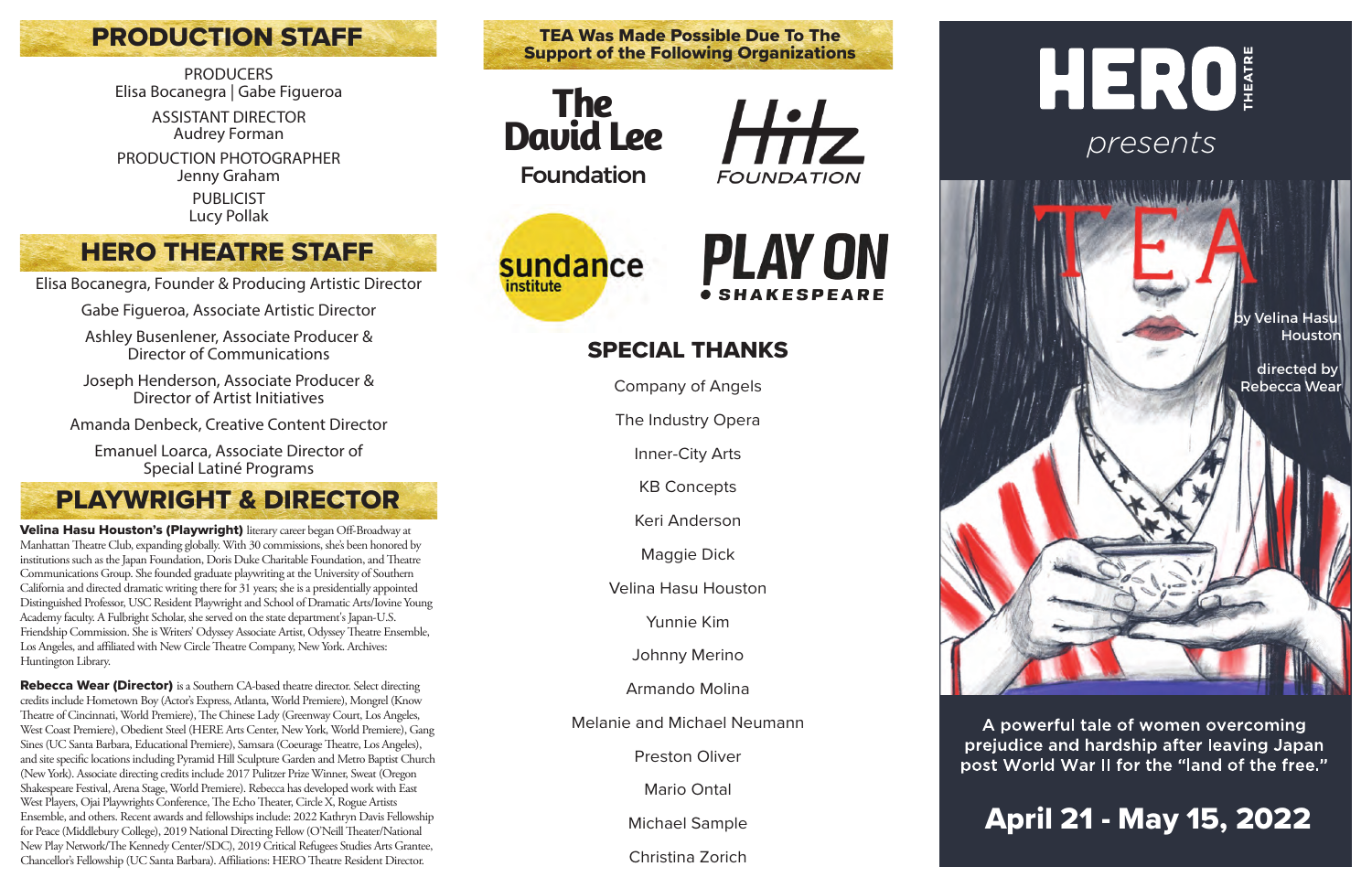## PRODUCTION STAFF

PRODUCERS
Elisa Bocanegra | Gabe Figueroa

ASSISTANT DIRECTOR
Audrey Forman

PRODUCTION PHOTOGRAPHER
Jenny Graham

PUBLICIST
Lucy Pollak

## HERO THEATRE STAFF

Elisa Bocanegra, Founder & Producing Artistic Director

Gabe Figueroa, Associate Artistic Director

Ashley Busenlener, Associate Producer & Director of Communications

Joseph Henderson, Associate Producer & Director of Artist Initiatives

Amanda Denbeck, Creative Content Director

Emanuel Loarca, Associate Director of Special Latiné Programs

## PLAYWRIGHT & DIRECTOR

**Velina Hasu Houston's (Playwright)** literary career began Off-Broadway at Manhattan Theatre Club, expanding globally. With 30 commissions, she's been honored by institutions such as the Japan Foundation, Doris Duke Charitable Foundation, and Theatre Communications Group. She founded graduate playwriting at the University of Southern California and directed dramatic writing there for 31 years; she is a presidentially appointed Distinguished Professor, USC Resident Playwright and School of Dramatic Arts/Iovine Young Academy faculty. A Fulbright Scholar, she served on the state department's Japan-U.S. Friendship Commission. She is Writers' Odyssey Associate Artist, Odyssey Theatre Ensemble, Los Angeles, and affiliated with New Circle Theatre Company, New York. Archives: Huntington Library.

**Rebecca Wear (Director)** is a Southern CA-based theatre director. Select directing credits include Hometown Boy (Actor's Express, Atlanta, World Premiere), Mongrel (Know Theatre of Cincinnati, World Premiere), The Chinese Lady (Greenway Court, Los Angeles, West Coast Premiere), Obedient Steel (HERE Arts Center, New York, World Premiere), Gang Sines (UC Santa Barbara, Educational Premiere), Samsara (Coeurage Theatre, Los Angeles), and site specific locations including Pyramid Hill Sculpture Garden and Metro Baptist Church (New York). Associate directing credits include 2017 Pulitzer Prize Winner, Sweat (Oregon Shakespeare Festival, Arena Stage, World Premiere). Rebecca has developed work with East West Players, Ojai Playwrights Conference, The Echo Theater, Circle X, Rogue Artists Ensemble, and others. Recent awards and fellowships include: 2022 Kathryn Davis Fellowship for Peace (Middlebury College), 2019 National Directing Fellow (O'Neill Theater/National New Play Network/The Kennedy Center/SDC), 2019 Critical Refugees Studies Arts Grantee, Chancellor's Fellowship (UC Santa Barbara). Affiliations: HERO Theatre Resident Director.

## TEA Was Made Possible Due To The Support of the Following Organizations

The David Lee Foundation

Hilz Foundation

Sundance Institute

Play On Shakespeare

## SPECIAL THANKS

Company of Angels

The Industry Opera

Inner-City Arts

KB Concepts

Keri Anderson

Maggie Dick

Velina Hasu Houston

Yunnie Kim

Johnny Merino

Armando Molina

Melanie and Michael Neumann

Preston Oliver

Mario Ontal

Michael Sample

Christina Zorich

# HERO THEATRE presents

# TEA

by Velina Hasu Houston

directed by Rebecca Wear

A powerful tale of women overcoming prejudice and hardship after leaving Japan post World War II for the "land of the free."

## April 21 - May 15, 2022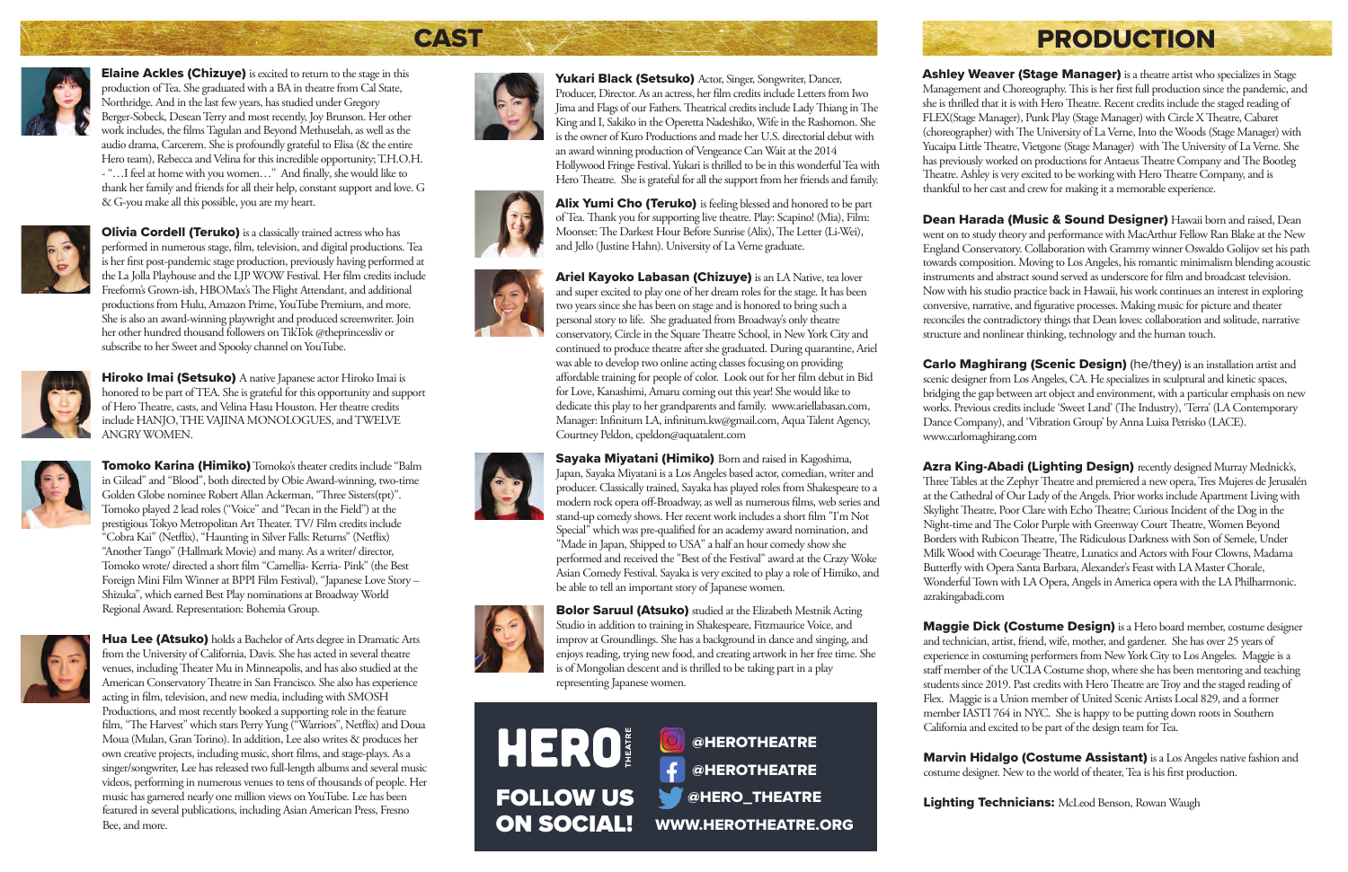# CAST

**Elaine Ackles (Chizuye)** is excited to return to the stage in this production of Tea. She graduated with a BA in theatre from Cal State, Northridge. And in the last few years, has studied under Gregory Berger-Sobeck, Desean Terry and most recently, Joy Brunson. Her other work includes, the films Tagulan and Beyond Methuselah, as well as the audio drama, Carcerem. She is profoundly grateful to Elisa (& the entire Hero team), Rebecca and Velina for this incredible opportunity; T.H.O.H. - "…I feel at home with you women…" And finally, she would like to thank her family and friends for all their help, constant support and love. G & G-you make all this possible, you are my heart.

**Olivia Cordell (Teruko)** is a classically trained actress who has performed in numerous stage, film, television, and digital productions. Tea is her first post-pandemic stage production, previously having performed at the La Jolla Playhouse and the LJP WOW Festival. Her film credits include Freeform's Grown-ish, HBOMax's The Flight Attendant, and additional productions from Hulu, Amazon Prime, YouTube Premium, and more. She is also an award-winning playwright and produced screenwriter. Join her other hundred thousand followers on TikTok @theprincessliv or subscribe to her Sweet and Spooky channel on YouTube.

**Hiroko Imai (Setsuko)** A native Japanese actor Hiroko Imai is honored to be part of TEA. She is grateful for this opportunity and support of Hero Theatre, casts, and Velina Hasu Houston. Her theatre credits include HANJO, THE VAJINA MONOLOGUES, and TWELVE ANGRY WOMEN.

**Tomoko Karina (Himiko)** Tomoko's theater credits include "Balm in Gilead" and "Blood", both directed by Obie Award-winning, two-time Golden Globe nominee Robert Allan Ackerman, "Three Sisters(tpt)". Tomoko played 2 lead roles ("Voice" and "Pecan in the Field") at the prestigious Tokyo Metropolitan Art Theater. TV/ Film credits include "Cobra Kai" (Netflix), "Haunting in Silver Falls: Returns" (Netflix) "Another Tango" (Hallmark Movie) and many. As a writer/ director, Tomoko wrote/ directed a short film "Camellia- Kerria- Pink" (the Best Foreign Mini Film Winner at BPPI Film Festival), "Japanese Love Story – Shizuka", which earned Best Play nominations at Broadway World Regional Award. Representation: Bohemia Group.

**Hua Lee (Atsuko)** holds a Bachelor of Arts degree in Dramatic Arts from the University of California, Davis. She has acted in several theatre venues, including Theater Mu in Minneapolis, and has also studied at the American Conservatory Theatre in San Francisco. She also has experience acting in film, television, and new media, including with SMOSH Productions, and most recently booked a supporting role in the feature film, "The Harvest" which stars Perry Yung ("Warriors", Netflix) and Doua Moua (Mulan, Gran Torino). In addition, Lee also writes & produces her own creative projects, including music, short films, and stage-plays. As a singer/songwriter, Lee has released two full-length albums and several music videos, performing in numerous venues to tens of thousands of people. Her music has garnered nearly one million views on YouTube. Lee has been featured in several publications, including Asian American Press, Fresno Bee, and more.

**Yukari Black (Setsuko)** Actor, Singer, Songwriter, Dancer, Producer, Director. As an actress, her film credits include Letters from Iwo Jima and Flags of our Fathers. Theatrical credits include Lady Thiang in The King and I, Sakiko in the Operetta Nadeshiko, Wife in the Rashomon. She is the owner of Kuro Productions and made her U.S. directorial debut with an award winning production of Vengeance Can Wait at the 2014 Hollywood Fringe Festival. Yukari is thrilled to be in this wonderful Tea with Hero Theatre. She is grateful for all the support from her friends and family.

**Alix Yumi Cho (Teruko)** is feeling blessed and honored to be part of Tea. Thank you for supporting live theatre. Play: Scapino! (Mia), Film: Moonset: The Darkest Hour Before Sunrise (Alix), The Letter (Li-Wei), and Jello (Justine Hahn). University of La Verne graduate.

**Ariel Kayoko Labasan (Chizuye)** is an LA Native, tea lover and super excited to play one of her dream roles for the stage. It has been two years since she has been on stage and is honored to bring such a personal story to life. She graduated from Broadway's only theatre conservatory, Circle in the Square Theatre School, in New York City and continued to produce theatre after she graduated. During quarantine, Ariel was able to develop two online acting classes focusing on providing affordable training for people of color. Look out for her film debut in Bid for Love, Kanashimi, Amaru coming out this year! She would like to dedicate this play to her grandparents and family. www.ariellabasan.com. Manager: Infinitum LA, infinitum.kw@gmail.com, Aqua Talent Agency, Courtney Peldon, cpeldon@aquatalent.com

**Sayaka Miyatani (Himiko)** Born and raised in Kagoshima, Japan, Sayaka Miyatani is a Los Angeles based actor, comedian, writer and producer. Classically trained, Sayaka has played roles from Shakespeare to a modern rock opera off-Broadway, as well as numerous films, web series and stand-up comedy shows. Her recent work includes a short film "I'm Not Special" which was pre-qualified for an academy award nomination, and "Made in Japan, Shipped to USA" a half an hour comedy show she performed and received the "Best of the Festival" award at the Crazy Woke Asian Comedy Festival. Sayaka is very excited to play a role of Himiko, and be able to tell an important story of Japanese women.

**Bolor Saruul (Atsuko)** studied at the Elizabeth Mestnik Acting Studio in addition to training in Shakespeare, Fitzmaurice Voice, and improv at Groundlings. She has a background in dance and singing, and enjoys reading, trying new food, and creating artwork in her free time. She is of Mongolian descent and is thrilled to be taking part in a play representing Japanese women.

HERO THEATRE

FOLLOW US ON SOCIAL!

@HEROTHEATRE
@HEROTHEATRE
@HERO_THEATRE
WWW.HEROTHEATRE.ORG

# PRODUCTION

**Ashley Weaver (Stage Manager)** is a theatre artist who specializes in Stage Management and Choreography. This is her first full production since the pandemic, and she is thrilled that it is with Hero Theatre. Recent credits include the staged reading of FLEX(Stage Manager), Punk Play (Stage Manager) with Circle X Theatre, Cabaret (choreographer) with The University of La Verne, Into the Woods (Stage Manager) with Yucaipa Little Theatre, Vietgone (Stage Manager) with The University of La Verne. She has previously worked on productions for Antaeus Theatre Company and The Bootleg Theatre. Ashley is very excited to be working with Hero Theatre Company, and is thankful to her cast and crew for making it a memorable experience.

**Dean Harada (Music & Sound Designer)** Hawaii born and raised, Dean went on to study theory and performance with MacArthur Fellow Ran Blake at the New England Conservatory. Collaboration with Grammy winner Oswaldo Golijov set his path towards composition. Moving to Los Angeles, his romantic minimalism blending acoustic instruments and abstract sound served as underscore for film and broadcast television. Now with his studio practice back in Hawaii, his work continues an interest in exploring conversive, narrative, and figurative processes. Making music for picture and theater reconciles the contradictory things that Dean loves: collaboration and solitude, narrative structure and nonlinear thinking, technology and the human touch.

**Carlo Maghirang (Scenic Design)** (he/they) is an installation artist and scenic designer from Los Angeles, CA. He specializes in sculptural and kinetic spaces, bridging the gap between art object and environment, with a particular emphasis on new works. Previous credits include 'Sweet Land' (The Industry), 'Terra' (LA Contemporary Dance Company), and 'Vibration Group' by Anna Luisa Petrisko (LACE). www.carlomaghirang.com

**Azra King-Abadi (Lighting Design)** recently designed Murray Mednick's, Three Tables at the Zephyr Theatre and premiered a new opera, Tres Mujeres de Jerusalén at the Cathedral of Our Lady of the Angels. Prior works include Apartment Living with Skylight Theatre, Poor Clare with Echo Theatre; Curious Incident of the Dog in the Night-time and The Color Purple with Greenway Court Theatre, Women Beyond Borders with Rubicon Theatre, The Ridiculous Darkness with Son of Semele, Under Milk Wood with Coeurage Theatre, Lunatics and Actors with Four Clowns, Madama Butterfly with Opera Santa Barbara, Alexander's Feast with LA Master Chorale, Wonderful Town with LA Opera, Angels in America opera with the LA Philharmonic. azrakingabadi.com

**Maggie Dick (Costume Design)** is a Hero board member, costume designer and technician, artist, friend, wife, mother, and gardener. She has over 25 years of experience in costuming performers from New York City to Los Angeles. Maggie is a staff member of the UCLA Costume shop, where she has been mentoring and teaching students since 2019. Past credits with Hero Theatre are Troy and the staged reading of Flex. Maggie is a Union member of United Scenic Artists Local 829, and a former member IASTI 764 in NYC. She is happy to be putting down roots in Southern California and excited to be part of the design team for Tea.

**Marvin Hidalgo (Costume Assistant)** is a Los Angeles native fashion and costume designer. New to the world of theater, Tea is his first production.

**Lighting Technicians:** McLeod Benson, Rowan Waugh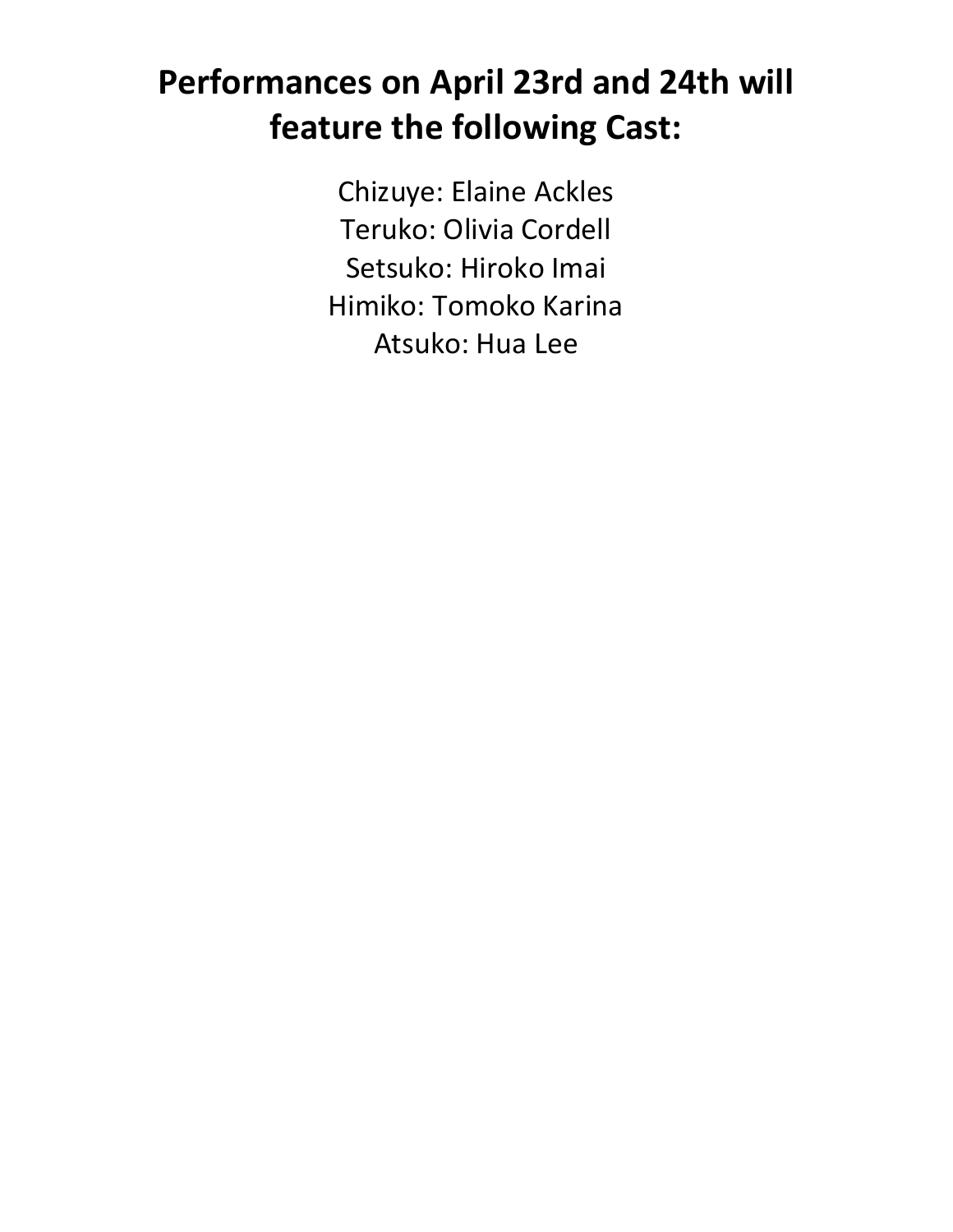## Performances on April 23rd and 24th will feature the following Cast:

Chizuye: Elaine Ackles
Teruko: Olivia Cordell
Setsuko: Hiroko Imai
Himiko: Tomoko Karina
Atsuko: Hua Lee